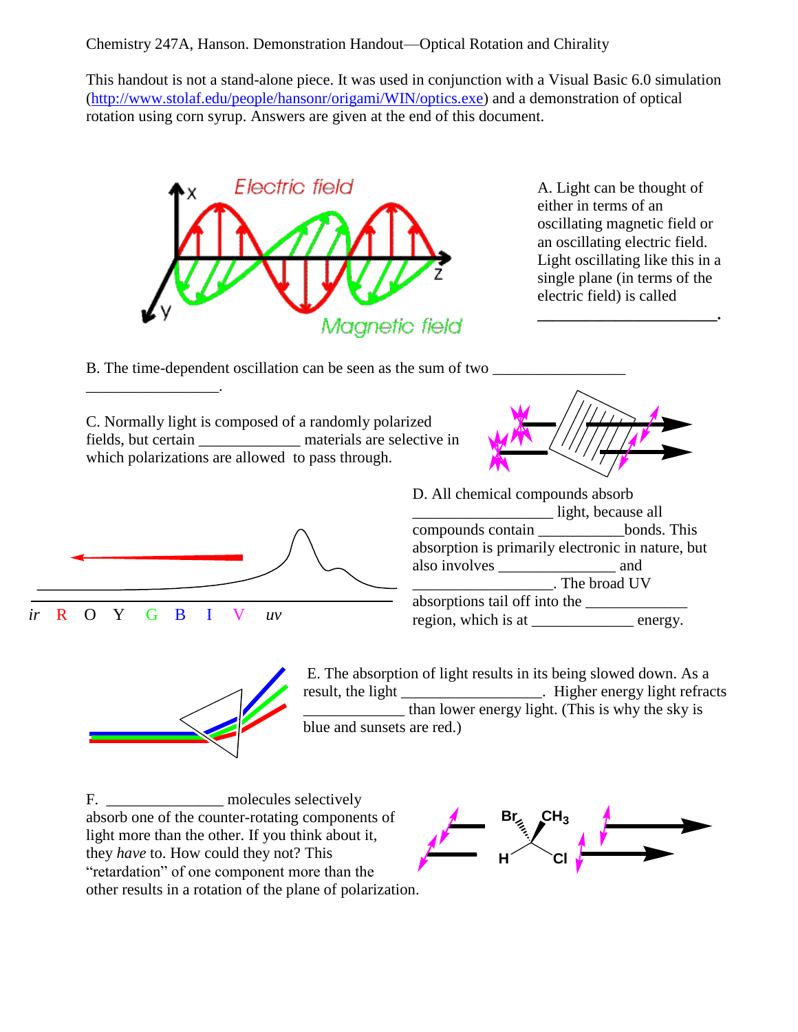Chemistry 247A, Hanson. Demonstration Handout—Optical Rotation and Chirality

This handout is not a stand-alone piece. It was used in conjunction with a Visual Basic 6.0 simulation (http://www.stolaf.edu/people/hansonr/origami/WIN/optics.exe) and a demonstration of optical rotation using corn syrup. Answers are given at the end of this document.

A. Light can be thought of either in terms of an oscillating magnetic field or an oscillating electric field. Light oscillating like this in a single plane (in terms of the electric field) is called ______________________.

B. The time-dependent oscillation can be seen as the sum of two ________________ ________________.

C. Normally light is composed of a randomly polarized fields, but certain _____________ materials are selective in which polarizations are allowed to pass through.

D. All chemical compounds absorb _________________ light, because all compounds contain ___________bonds. This absorption is primarily electronic in nature, but also involves _______________ and __________________. The broad UV absorptions tail off into the ____________ region, which is at _____________ energy.

E. The absorption of light results in its being slowed down. As a result, the light _________________. Higher energy light refracts ____________ than lower energy light. (This is why the sky is blue and sunsets are red.)

F. _______________ molecules selectively absorb one of the counter-rotating components of light more than the other. If you think about it, they *have* to. How could they not? This "retardation" of one component more than the other results in a rotation of the plane of polarization.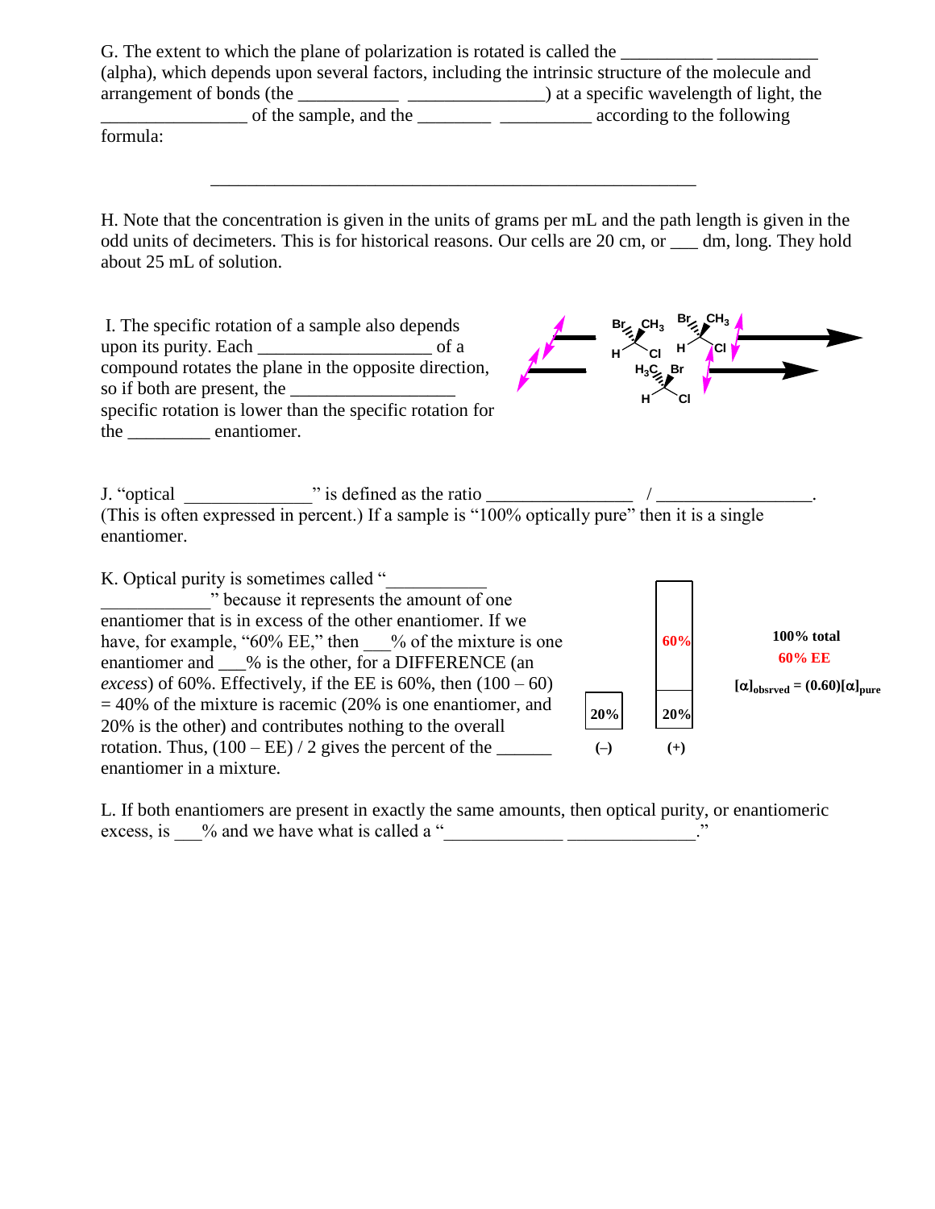G. The extent to which the plane of polarization is rotated is called the __________ ___________ (alpha), which depends upon several factors, including the intrinsic structure of the molecule and arrangement of bonds (the ___________ _______________) at a specific wavelength of light, the ________________ of the sample, and the ________ __________ according to the following formula:

______________________________________________________

H. Note that the concentration is given in the units of grams per mL and the path length is given in the odd units of decimeters. This is for historical reasons. Our cells are 20 cm, or ___ dm, long. They hold about 25 mL of solution.

I. The specific rotation of a sample also depends upon its purity. Each ___________________ of a compound rotates the plane in the opposite direction, so if both are present, the __________________ specific rotation is lower than the specific rotation for the _________ enantiomer.

J. "optical ______________" is defined as the ratio ________________ / _________________. (This is often expressed in percent.) If a sample is "100% optically pure" then it is a single enantiomer.

K. Optical purity is sometimes called "___________ ____________" because it represents the amount of one enantiomer that is in excess of the other enantiomer. If we have, for example, "60% EE," then ___% of the mixture is one enantiomer and ___% is the other, for a DIFFERENCE (an *excess*) of 60%. Effectively, if the EE is 60%, then (100 – 60) = 40% of the mixture is racemic (20% is one enantiomer, and 20% is the other) and contributes nothing to the overall rotation. Thus, (100 – EE) / 2 gives the percent of the ______ enantiomer in a mixture.

**20%** (–) | **60%** / **20%** (+)

**100% total**

**60% EE**

$[\alpha]_{obsrved} = (0.60)[\alpha]_{pure}$

L. If both enantiomers are present in exactly the same amounts, then optical purity, or enantiomeric excess, is ___% and we have what is called a "_____________ ______________."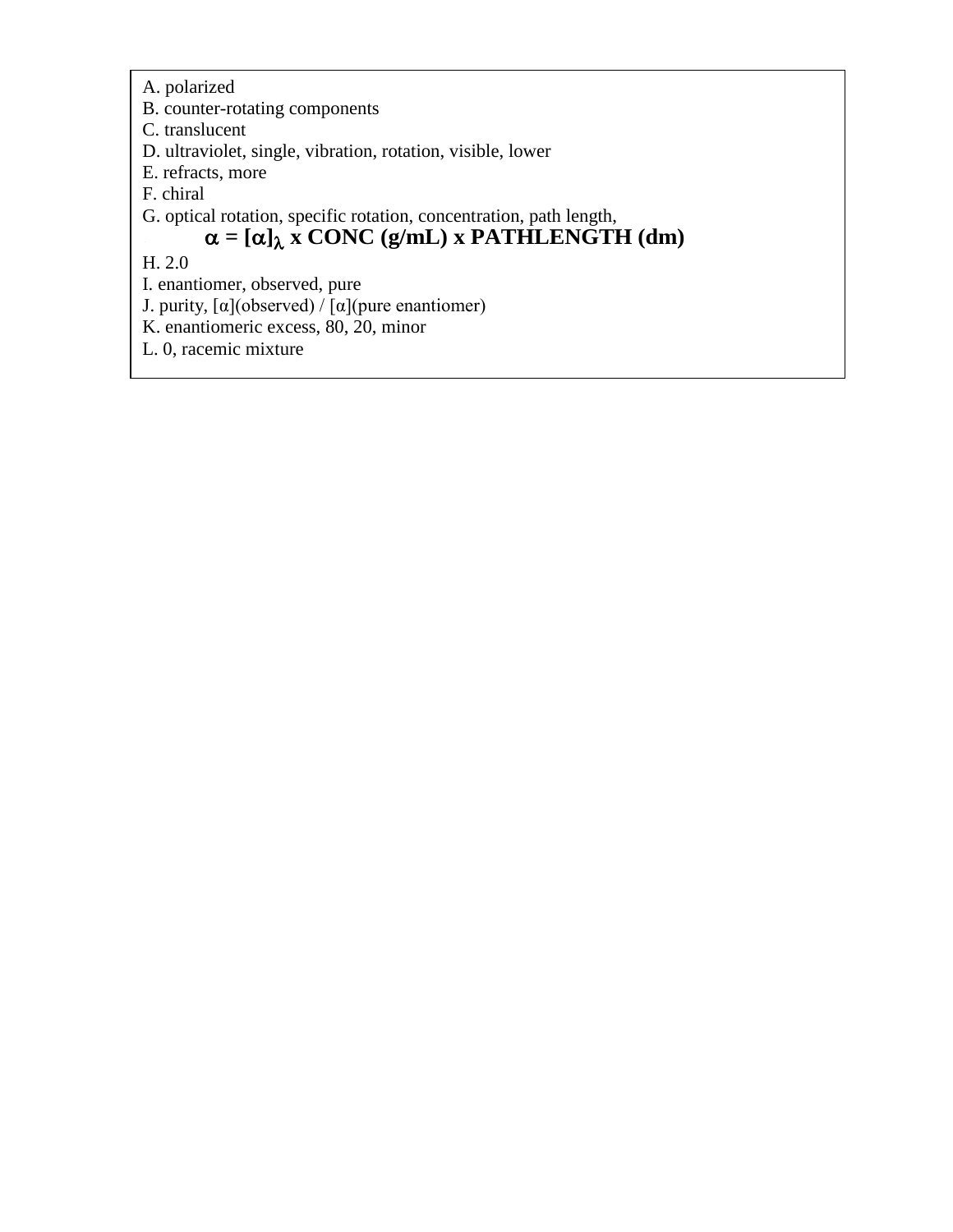A. polarized
B. counter-rotating components
C. translucent
D. ultraviolet, single, vibration, rotation, visible, lower
E. refracts, more
F. chiral
G. optical rotation, specific rotation, concentration, path length,

$$\alpha = [\alpha]_\lambda \text{ x CONC (g/mL) x PATHLENGTH (dm)}$$

H. 2.0
I. enantiomer, observed, pure
J. purity, $[\alpha]$(observed) / $[\alpha]$(pure enantiomer)
K. enantiomeric excess, 80, 20, minor
L. 0, racemic mixture